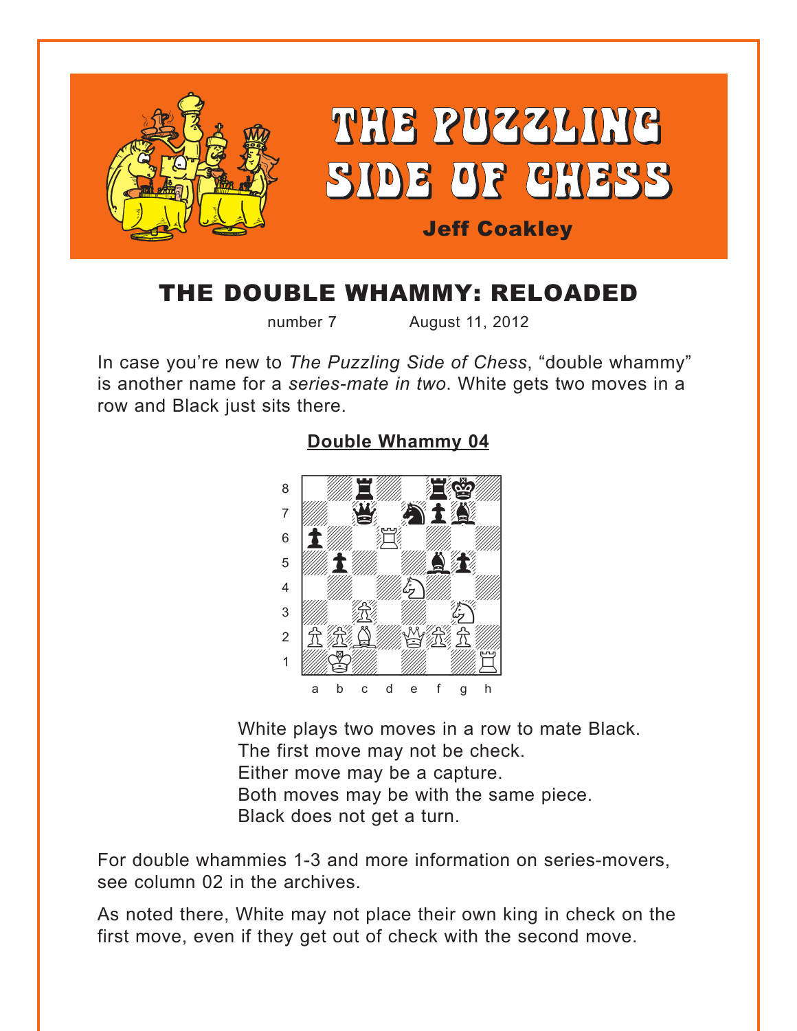# THE PUZZLING SIDE OF CHESS

**Jeff Coakley**

## THE DOUBLE WHAMMY: RELOADED

number 7 August 11, 2012

In case you're new to *The Puzzling Side of Chess*, "double whammy" is another name for a *series-mate in two*. White gets two moves in a row and Black just sits there.

### Double Whammy 04

White plays two moves in a row to mate Black.
The first move may not be check.
Either move may be a capture.
Both moves may be with the same piece.
Black does not get a turn.

For double whammies 1-3 and more information on series-movers, see column 02 in the archives.

As noted there, White may not place their own king in check on the first move, even if they get out of check with the second move.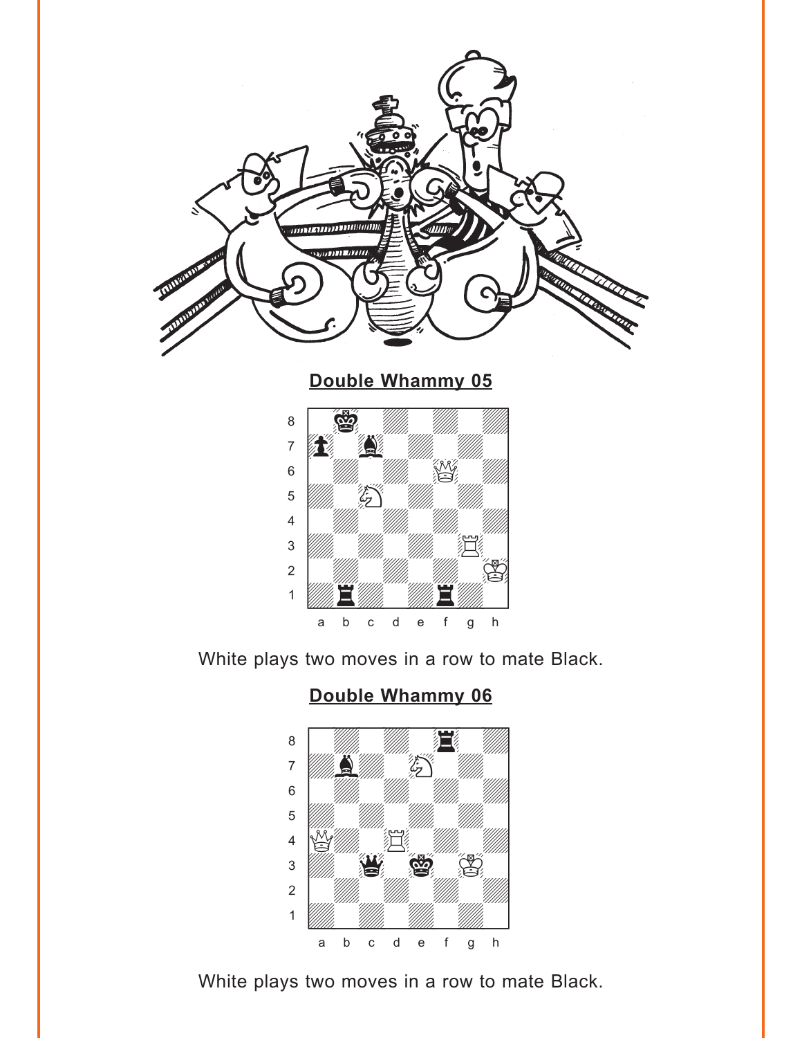**Double Whammy 05**

White plays two moves in a row to mate Black.

**Double Whammy 06**

White plays two moves in a row to mate Black.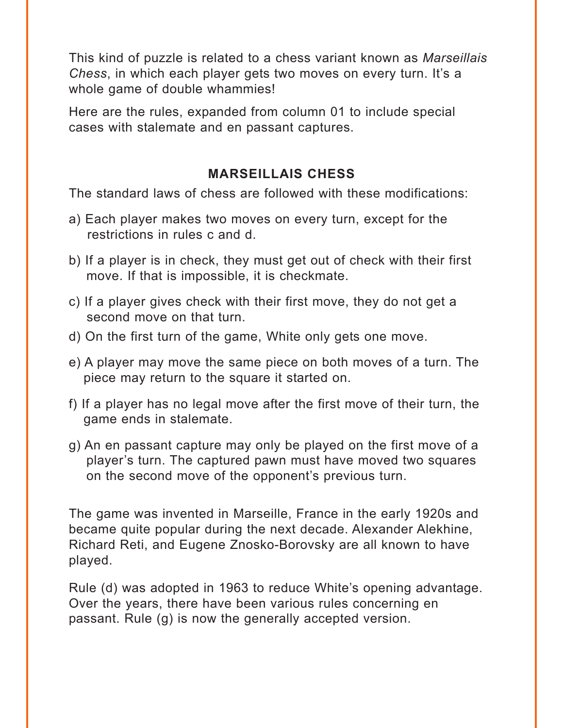This kind of puzzle is related to a chess variant known as *Marseillais Chess*, in which each player gets two moves on every turn. It's a whole game of double whammies!

Here are the rules, expanded from column 01 to include special cases with stalemate and en passant captures.

### MARSEILLAIS CHESS

The standard laws of chess are followed with these modifications:

a) Each player makes two moves on every turn, except for the restrictions in rules c and d.

b) If a player is in check, they must get out of check with their first move. If that is impossible, it is checkmate.

c) If a player gives check with their first move, they do not get a second move on that turn.

d) On the first turn of the game, White only gets one move.

e) A player may move the same piece on both moves of a turn. The piece may return to the square it started on.

f) If a player has no legal move after the first move of their turn, the game ends in stalemate.

g) An en passant capture may only be played on the first move of a player's turn. The captured pawn must have moved two squares on the second move of the opponent's previous turn.

The game was invented in Marseille, France in the early 1920s and became quite popular during the next decade. Alexander Alekhine, Richard Reti, and Eugene Znosko-Borovsky are all known to have played.

Rule (d) was adopted in 1963 to reduce White's opening advantage. Over the years, there have been various rules concerning en passant. Rule (g) is now the generally accepted version.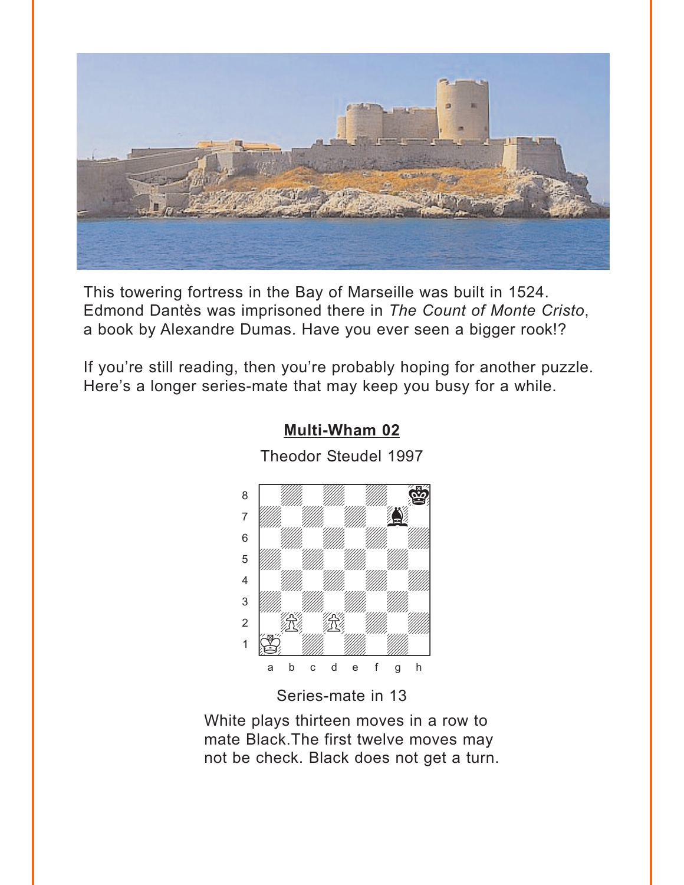This towering fortress in the Bay of Marseille was built in 1524. Edmond Dantès was imprisoned there in *The Count of Monte Cristo*, a book by Alexandre Dumas. Have you ever seen a bigger rook!?

If you're still reading, then you're probably hoping for another puzzle. Here's a longer series-mate that may keep you busy for a while.

## Multi-Wham 02

Theodor Steudel 1997

Series-mate in 13

White plays thirteen moves in a row to mate Black.The first twelve moves may not be check. Black does not get a turn.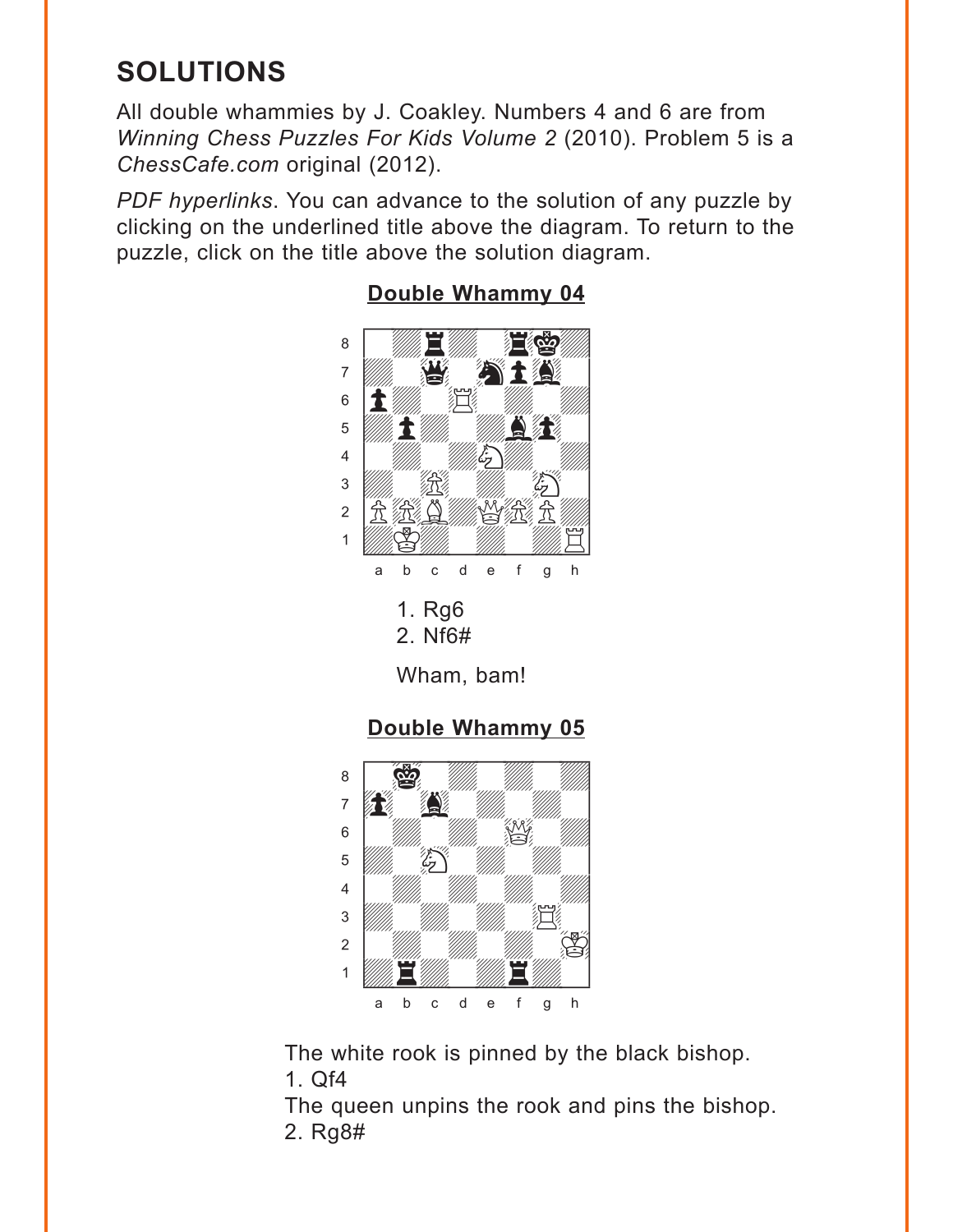# SOLUTIONS

All double whammies by J. Coakley. Numbers 4 and 6 are from *Winning Chess Puzzles For Kids Volume 2* (2010). Problem 5 is a *ChessCafe.com* original (2012).

*PDF hyperlinks*. You can advance to the solution of any puzzle by clicking on the underlined title above the diagram. To return to the puzzle, click on the title above the solution diagram.

## Double Whammy 04

1. Rg6
2. Nf6#

Wham, bam!

## Double Whammy 05

The white rook is pinned by the black bishop.
1. Qf4
The queen unpins the rook and pins the bishop.
2. Rg8#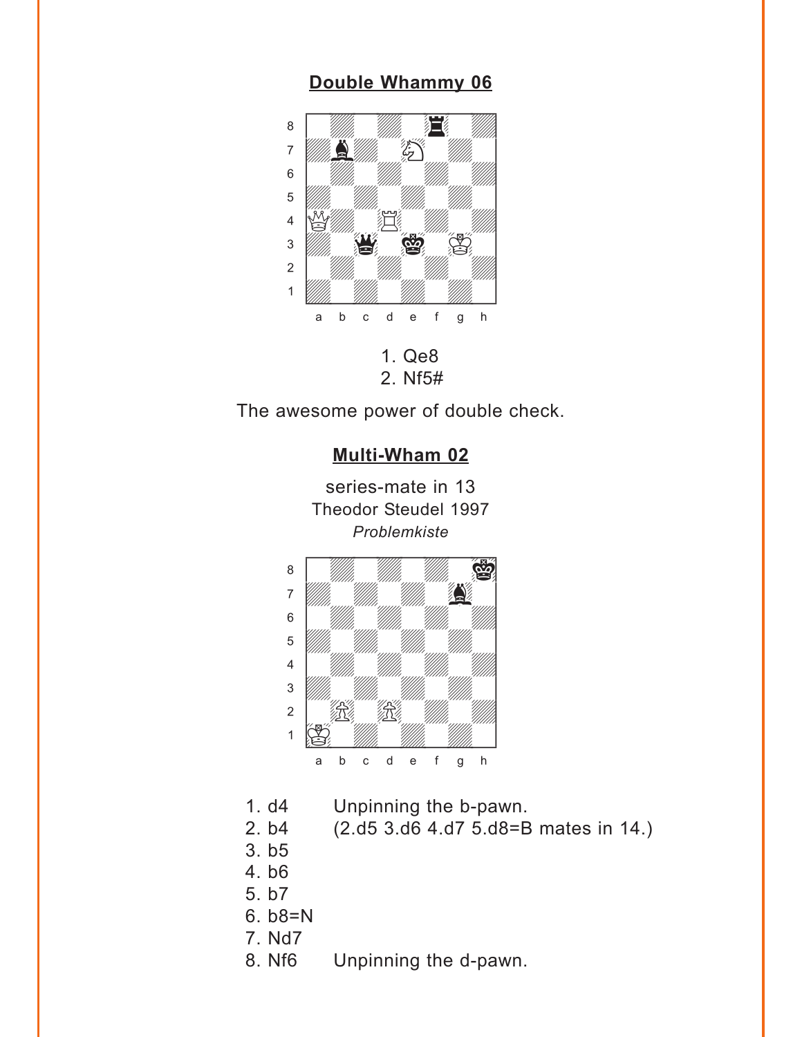## Double Whammy 06

1. Qe8
2. Nf5#

The awesome power of double check.

## Multi-Wham 02

series-mate in 13
Theodor Steudel 1997
*Problemkiste*

| | |
|---|---|
| 1. d4 | Unpinning the b-pawn. |
| 2. b4 | (2.d5 3.d6 4.d7 5.d8=B mates in 14.) |
| 3. b5 | |
| 4. b6 | |
| 5. b7 | |
| 6. b8=N | |
| 7. Nd7 | |
| 8. Nf6 | Unpinning the d-pawn. |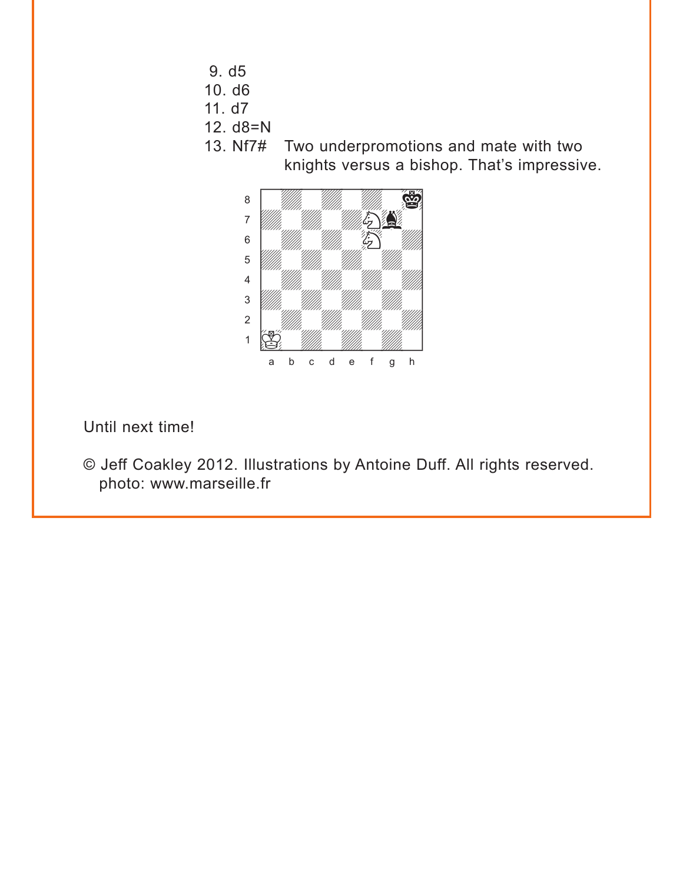9. d5
10. d6
11. d7
12. d8=N
13. Nf7# Two underpromotions and mate with two knights versus a bishop. That's impressive.

8
7
6
5
4
3
2
1
a b c d e f g h

Until next time!

© Jeff Coakley 2012. Illustrations by Antoine Duff. All rights reserved.
photo: www.marseille.fr